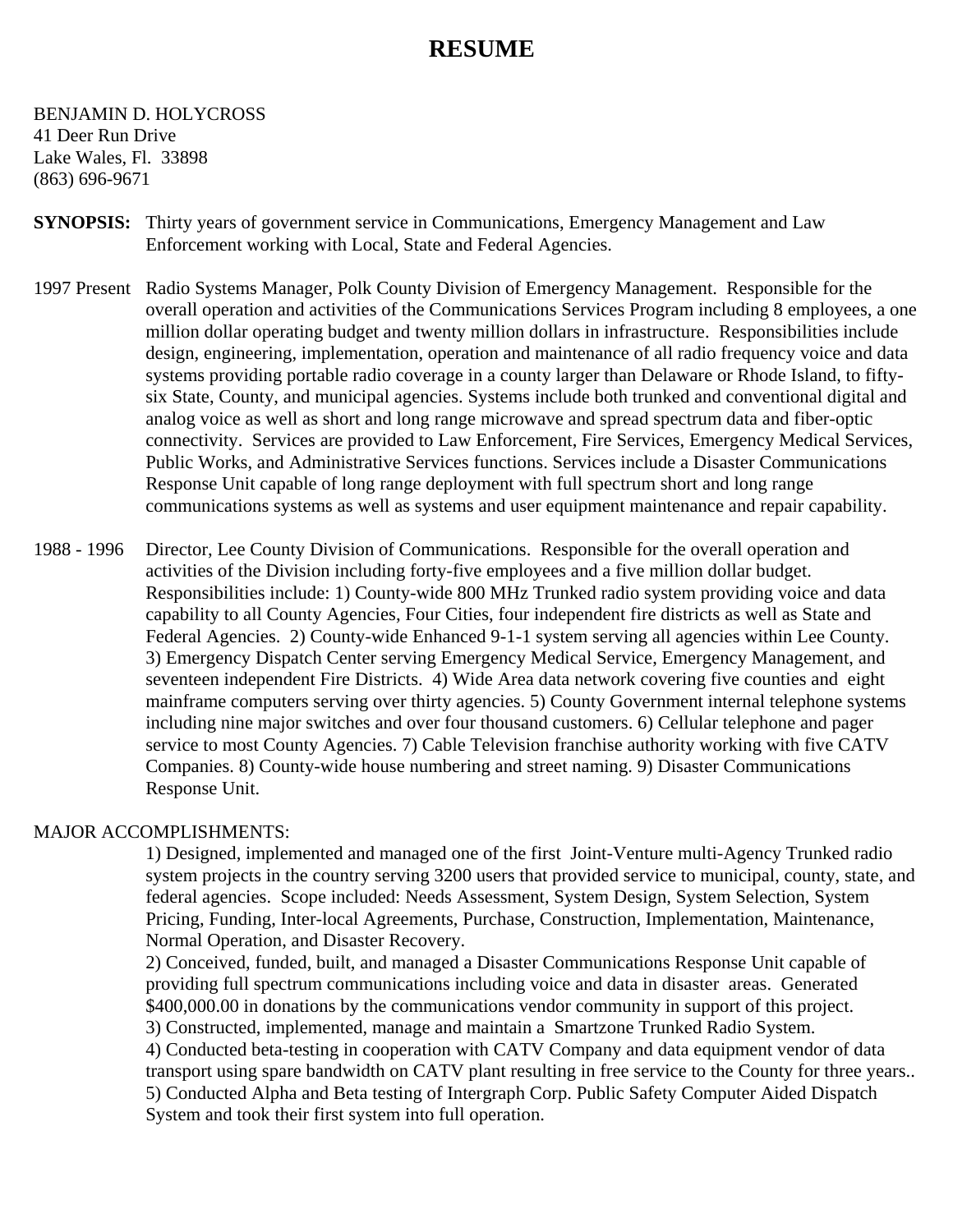# RESUME

BENJAMIN D. HOLYCROSS
41 Deer Run Drive
Lake Wales, Fl. 33898
(863) 696-9671

**SYNOPSIS:** Thirty years of government service in Communications, Emergency Management and Law Enforcement working with Local, State and Federal Agencies.

1997 Present Radio Systems Manager, Polk County Division of Emergency Management. Responsible for the overall operation and activities of the Communications Services Program including 8 employees, a one million dollar operating budget and twenty million dollars in infrastructure. Responsibilities include design, engineering, implementation, operation and maintenance of all radio frequency voice and data systems providing portable radio coverage in a county larger than Delaware or Rhode Island, to fifty-six State, County, and municipal agencies. Systems include both trunked and conventional digital and analog voice as well as short and long range microwave and spread spectrum data and fiber-optic connectivity. Services are provided to Law Enforcement, Fire Services, Emergency Medical Services, Public Works, and Administrative Services functions. Services include a Disaster Communications Response Unit capable of long range deployment with full spectrum short and long range communications systems as well as systems and user equipment maintenance and repair capability.

1988 - 1996 Director, Lee County Division of Communications. Responsible for the overall operation and activities of the Division including forty-five employees and a five million dollar budget. Responsibilities include: 1) County-wide 800 MHz Trunked radio system providing voice and data capability to all County Agencies, Four Cities, four independent fire districts as well as State and Federal Agencies. 2) County-wide Enhanced 9-1-1 system serving all agencies within Lee County. 3) Emergency Dispatch Center serving Emergency Medical Service, Emergency Management, and seventeen independent Fire Districts. 4) Wide Area data network covering five counties and eight mainframe computers serving over thirty agencies. 5) County Government internal telephone systems including nine major switches and over four thousand customers. 6) Cellular telephone and pager service to most County Agencies. 7) Cable Television franchise authority working with five CATV Companies. 8) County-wide house numbering and street naming. 9) Disaster Communications Response Unit.

MAJOR ACCOMPLISHMENTS:

1) Designed, implemented and managed one of the first Joint-Venture multi-Agency Trunked radio system projects in the country serving 3200 users that provided service to municipal, county, state, and federal agencies. Scope included: Needs Assessment, System Design, System Selection, System Pricing, Funding, Inter-local Agreements, Purchase, Construction, Implementation, Maintenance, Normal Operation, and Disaster Recovery.
2) Conceived, funded, built, and managed a Disaster Communications Response Unit capable of providing full spectrum communications including voice and data in disaster areas. Generated $400,000.00 in donations by the communications vendor community in support of this project.
3) Constructed, implemented, manage and maintain a Smartzone Trunked Radio System.
4) Conducted beta-testing in cooperation with CATV Company and data equipment vendor of data transport using spare bandwidth on CATV plant resulting in free service to the County for three years..
5) Conducted Alpha and Beta testing of Intergraph Corp. Public Safety Computer Aided Dispatch System and took their first system into full operation.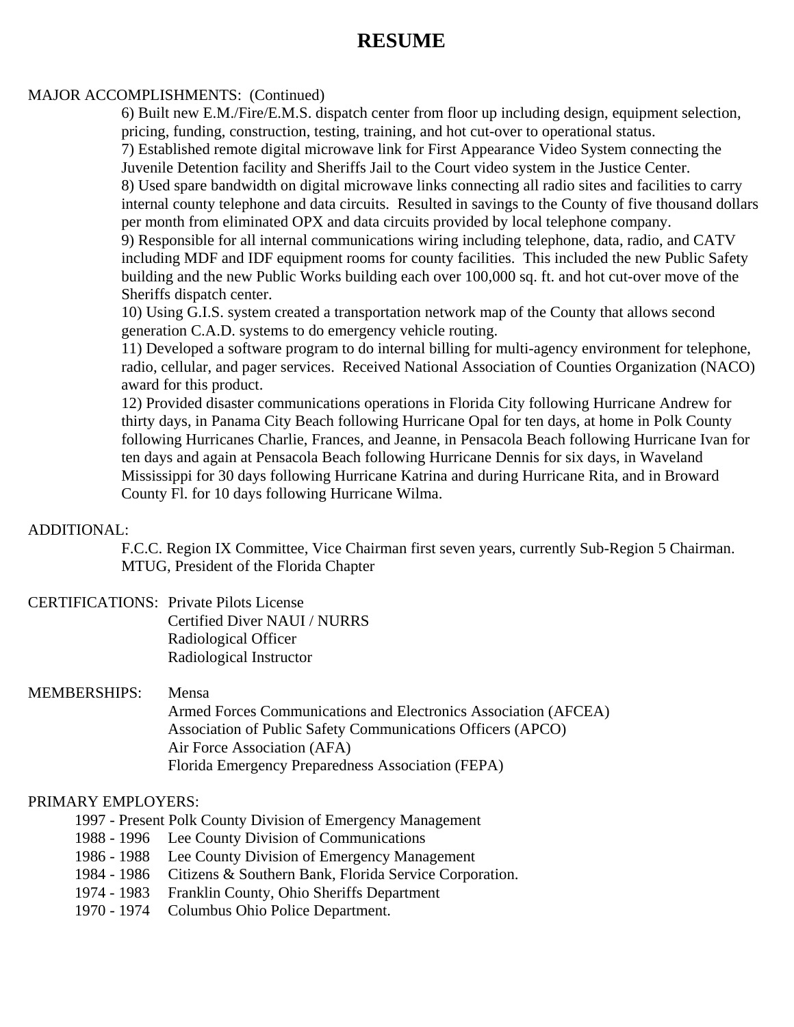# RESUME

MAJOR ACCOMPLISHMENTS: (Continued)

6) Built new E.M./Fire/E.M.S. dispatch center from floor up including design, equipment selection, pricing, funding, construction, testing, training, and hot cut-over to operational status.
7) Established remote digital microwave link for First Appearance Video System connecting the Juvenile Detention facility and Sheriffs Jail to the Court video system in the Justice Center.
8) Used spare bandwidth on digital microwave links connecting all radio sites and facilities to carry internal county telephone and data circuits. Resulted in savings to the County of five thousand dollars per month from eliminated OPX and data circuits provided by local telephone company.
9) Responsible for all internal communications wiring including telephone, data, radio, and CATV including MDF and IDF equipment rooms for county facilities. This included the new Public Safety building and the new Public Works building each over 100,000 sq. ft. and hot cut-over move of the Sheriffs dispatch center.
10) Using G.I.S. system created a transportation network map of the County that allows second generation C.A.D. systems to do emergency vehicle routing.
11) Developed a software program to do internal billing for multi-agency environment for telephone, radio, cellular, and pager services. Received National Association of Counties Organization (NACO) award for this product.
12) Provided disaster communications operations in Florida City following Hurricane Andrew for thirty days, in Panama City Beach following Hurricane Opal for ten days, at home in Polk County following Hurricanes Charlie, Frances, and Jeanne, in Pensacola Beach following Hurricane Ivan for ten days and again at Pensacola Beach following Hurricane Dennis for six days, in Waveland Mississippi for 30 days following Hurricane Katrina and during Hurricane Rita, and in Broward County Fl. for 10 days following Hurricane Wilma.

ADDITIONAL:

F.C.C. Region IX Committee, Vice Chairman first seven years, currently Sub-Region 5 Chairman.
MTUG, President of the Florida Chapter

CERTIFICATIONS:

Private Pilots License
Certified Diver NAUI / NURRS
Radiological Officer
Radiological Instructor

MEMBERSHIPS:

Mensa
Armed Forces Communications and Electronics Association (AFCEA)
Association of Public Safety Communications Officers (APCO)
Air Force Association (AFA)
Florida Emergency Preparedness Association (FEPA)

PRIMARY EMPLOYERS:

1997 - Present Polk County Division of Emergency Management
1988 - 1996 Lee County Division of Communications
1986 - 1988 Lee County Division of Emergency Management
1984 - 1986 Citizens & Southern Bank, Florida Service Corporation.
1974 - 1983 Franklin County, Ohio Sheriffs Department
1970 - 1974 Columbus Ohio Police Department.